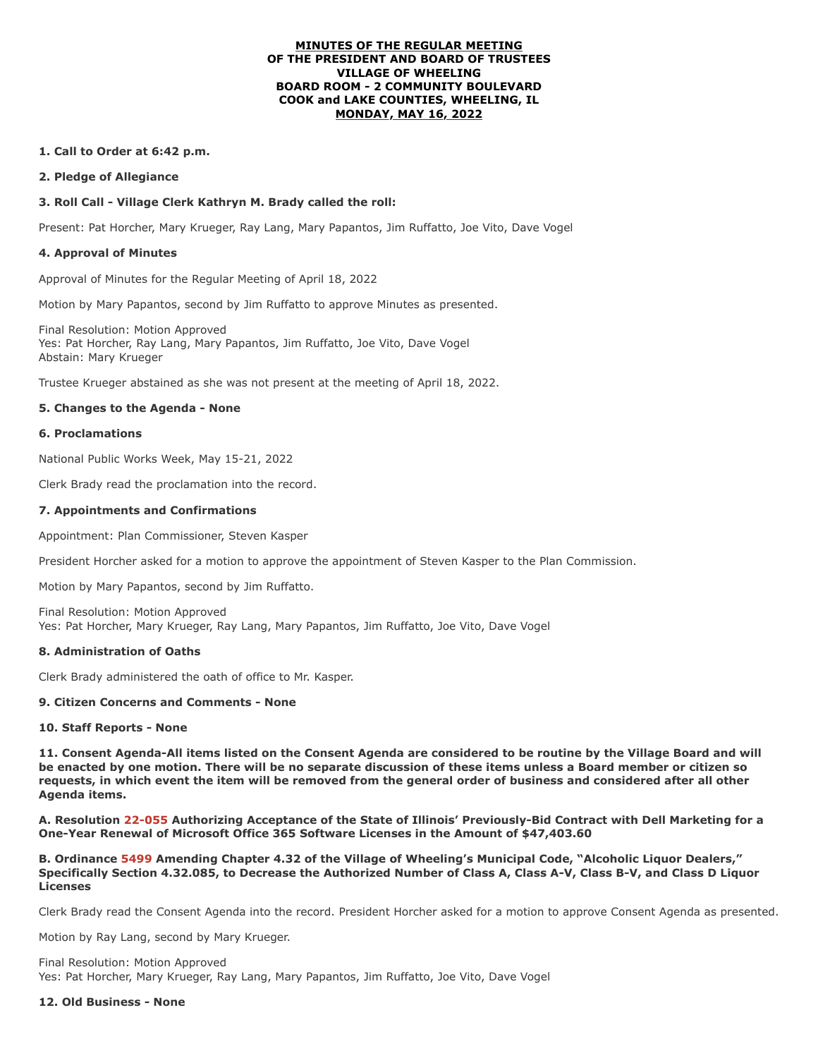**MINUTES OF THE REGULAR MEETING**
**OF THE PRESIDENT AND BOARD OF TRUSTEES**
**VILLAGE OF WHEELING**
**BOARD ROOM - 2 COMMUNITY BOULEVARD**
**COOK and LAKE COUNTIES, WHEELING, IL**
**MONDAY, MAY 16, 2022**

**1. Call to Order at 6:42 p.m.**

**2. Pledge of Allegiance**

**3. Roll Call - Village Clerk Kathryn M. Brady called the roll:**

Present: Pat Horcher, Mary Krueger, Ray Lang, Mary Papantos, Jim Ruffatto, Joe Vito, Dave Vogel

**4. Approval of Minutes**

Approval of Minutes for the Regular Meeting of April 18, 2022

Motion by Mary Papantos, second by Jim Ruffatto to approve Minutes as presented.

Final Resolution: Motion Approved
Yes: Pat Horcher, Ray Lang, Mary Papantos, Jim Ruffatto, Joe Vito, Dave Vogel
Abstain: Mary Krueger

Trustee Krueger abstained as she was not present at the meeting of April 18, 2022.

**5. Changes to the Agenda - None**

**6. Proclamations**

National Public Works Week, May 15-21, 2022

Clerk Brady read the proclamation into the record.

**7. Appointments and Confirmations**

Appointment: Plan Commissioner, Steven Kasper

President Horcher asked for a motion to approve the appointment of Steven Kasper to the Plan Commission.

Motion by Mary Papantos, second by Jim Ruffatto.

Final Resolution: Motion Approved
Yes: Pat Horcher, Mary Krueger, Ray Lang, Mary Papantos, Jim Ruffatto, Joe Vito, Dave Vogel

**8. Administration of Oaths**

Clerk Brady administered the oath of office to Mr. Kasper.

**9. Citizen Concerns and Comments - None**

**10. Staff Reports - None**

**11. Consent Agenda-All items listed on the Consent Agenda are considered to be routine by the Village Board and will be enacted by one motion. There will be no separate discussion of these items unless a Board member or citizen so requests, in which event the item will be removed from the general order of business and considered after all other Agenda items.**

**A. Resolution 22-055 Authorizing Acceptance of the State of Illinois' Previously-Bid Contract with Dell Marketing for a One-Year Renewal of Microsoft Office 365 Software Licenses in the Amount of $47,403.60**

**B. Ordinance 5499 Amending Chapter 4.32 of the Village of Wheeling's Municipal Code, "Alcoholic Liquor Dealers," Specifically Section 4.32.085, to Decrease the Authorized Number of Class A, Class A-V, Class B-V, and Class D Liquor Licenses**

Clerk Brady read the Consent Agenda into the record. President Horcher asked for a motion to approve Consent Agenda as presented.

Motion by Ray Lang, second by Mary Krueger.

Final Resolution: Motion Approved
Yes: Pat Horcher, Mary Krueger, Ray Lang, Mary Papantos, Jim Ruffatto, Joe Vito, Dave Vogel

**12. Old Business - None**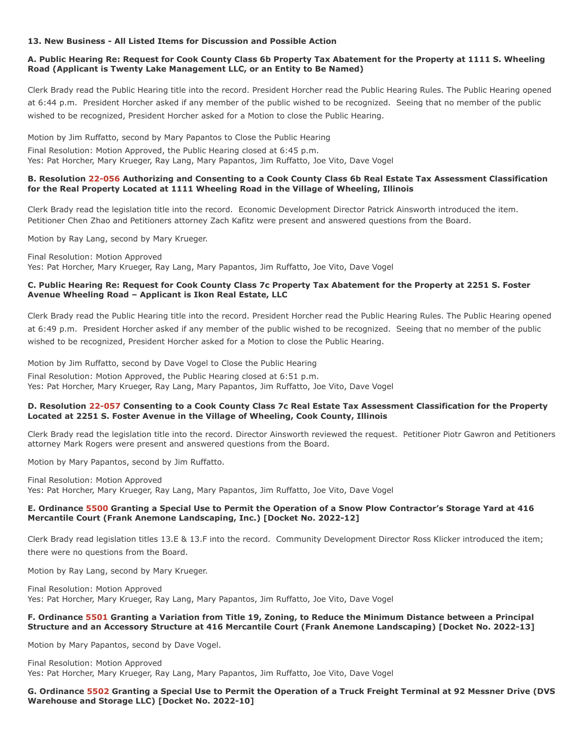**13. New Business - All Listed Items for Discussion and Possible Action**

**A. Public Hearing Re: Request for Cook County Class 6b Property Tax Abatement for the Property at 1111 S. Wheeling Road (Applicant is Twenty Lake Management LLC, or an Entity to Be Named)**

Clerk Brady read the Public Hearing title into the record. President Horcher read the Public Hearing Rules. The Public Hearing opened at 6:44 p.m. President Horcher asked if any member of the public wished to be recognized. Seeing that no member of the public wished to be recognized, President Horcher asked for a Motion to close the Public Hearing.

Motion by Jim Ruffatto, second by Mary Papantos to Close the Public Hearing
Final Resolution: Motion Approved, the Public Hearing closed at 6:45 p.m.
Yes: Pat Horcher, Mary Krueger, Ray Lang, Mary Papantos, Jim Ruffatto, Joe Vito, Dave Vogel

**B. Resolution 22-056 Authorizing and Consenting to a Cook County Class 6b Real Estate Tax Assessment Classification for the Real Property Located at 1111 Wheeling Road in the Village of Wheeling, Illinois**

Clerk Brady read the legislation title into the record. Economic Development Director Patrick Ainsworth introduced the item. Petitioner Chen Zhao and Petitioners attorney Zach Kafitz were present and answered questions from the Board.

Motion by Ray Lang, second by Mary Krueger.

Final Resolution: Motion Approved
Yes: Pat Horcher, Mary Krueger, Ray Lang, Mary Papantos, Jim Ruffatto, Joe Vito, Dave Vogel

**C. Public Hearing Re: Request for Cook County Class 7c Property Tax Abatement for the Property at 2251 S. Foster Avenue Wheeling Road – Applicant is Ikon Real Estate, LLC**

Clerk Brady read the Public Hearing title into the record. President Horcher read the Public Hearing Rules. The Public Hearing opened at 6:49 p.m. President Horcher asked if any member of the public wished to be recognized. Seeing that no member of the public wished to be recognized, President Horcher asked for a Motion to close the Public Hearing.

Motion by Jim Ruffatto, second by Dave Vogel to Close the Public Hearing
Final Resolution: Motion Approved, the Public Hearing closed at 6:51 p.m.
Yes: Pat Horcher, Mary Krueger, Ray Lang, Mary Papantos, Jim Ruffatto, Joe Vito, Dave Vogel

**D. Resolution 22-057 Consenting to a Cook County Class 7c Real Estate Tax Assessment Classification for the Property Located at 2251 S. Foster Avenue in the Village of Wheeling, Cook County, Illinois**

Clerk Brady read the legislation title into the record. Director Ainsworth reviewed the request. Petitioner Piotr Gawron and Petitioners attorney Mark Rogers were present and answered questions from the Board.

Motion by Mary Papantos, second by Jim Ruffatto.

Final Resolution: Motion Approved
Yes: Pat Horcher, Mary Krueger, Ray Lang, Mary Papantos, Jim Ruffatto, Joe Vito, Dave Vogel

**E. Ordinance 5500 Granting a Special Use to Permit the Operation of a Snow Plow Contractor's Storage Yard at 416 Mercantile Court (Frank Anemone Landscaping, Inc.) [Docket No. 2022-12]**

Clerk Brady read legislation titles 13.E & 13.F into the record. Community Development Director Ross Klicker introduced the item; there were no questions from the Board.

Motion by Ray Lang, second by Mary Krueger.

Final Resolution: Motion Approved
Yes: Pat Horcher, Mary Krueger, Ray Lang, Mary Papantos, Jim Ruffatto, Joe Vito, Dave Vogel

**F. Ordinance 5501 Granting a Variation from Title 19, Zoning, to Reduce the Minimum Distance between a Principal Structure and an Accessory Structure at 416 Mercantile Court (Frank Anemone Landscaping) [Docket No. 2022-13]**

Motion by Mary Papantos, second by Dave Vogel.

Final Resolution: Motion Approved
Yes: Pat Horcher, Mary Krueger, Ray Lang, Mary Papantos, Jim Ruffatto, Joe Vito, Dave Vogel

**G. Ordinance 5502 Granting a Special Use to Permit the Operation of a Truck Freight Terminal at 92 Messner Drive (DVS Warehouse and Storage LLC) [Docket No. 2022-10]**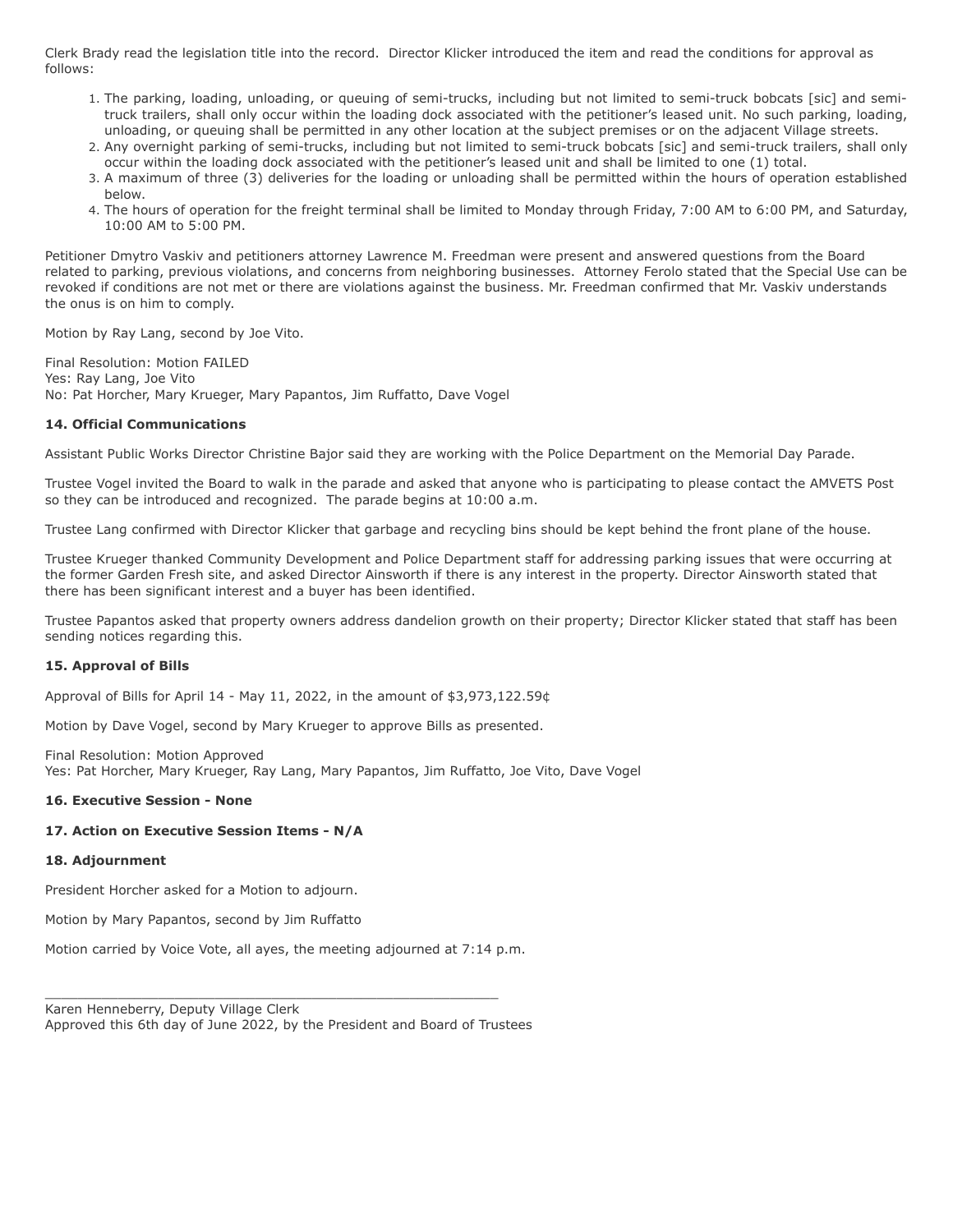Clerk Brady read the legislation title into the record. Director Klicker introduced the item and read the conditions for approval as follows:

1. The parking, loading, unloading, or queuing of semi-trucks, including but not limited to semi-truck bobcats [sic] and semi-truck trailers, shall only occur within the loading dock associated with the petitioner's leased unit. No such parking, loading, unloading, or queuing shall be permitted in any other location at the subject premises or on the adjacent Village streets.
2. Any overnight parking of semi-trucks, including but not limited to semi-truck bobcats [sic] and semi-truck trailers, shall only occur within the loading dock associated with the petitioner's leased unit and shall be limited to one (1) total.
3. A maximum of three (3) deliveries for the loading or unloading shall be permitted within the hours of operation established below.
4. The hours of operation for the freight terminal shall be limited to Monday through Friday, 7:00 AM to 6:00 PM, and Saturday, 10:00 AM to 5:00 PM.

Petitioner Dmytro Vaskiv and petitioners attorney Lawrence M. Freedman were present and answered questions from the Board related to parking, previous violations, and concerns from neighboring businesses. Attorney Ferolo stated that the Special Use can be revoked if conditions are not met or there are violations against the business. Mr. Freedman confirmed that Mr. Vaskiv understands the onus is on him to comply.

Motion by Ray Lang, second by Joe Vito.

Final Resolution: Motion FAILED
Yes: Ray Lang, Joe Vito
No: Pat Horcher, Mary Krueger, Mary Papantos, Jim Ruffatto, Dave Vogel

**14. Official Communications**

Assistant Public Works Director Christine Bajor said they are working with the Police Department on the Memorial Day Parade.

Trustee Vogel invited the Board to walk in the parade and asked that anyone who is participating to please contact the AMVETS Post so they can be introduced and recognized. The parade begins at 10:00 a.m.

Trustee Lang confirmed with Director Klicker that garbage and recycling bins should be kept behind the front plane of the house.

Trustee Krueger thanked Community Development and Police Department staff for addressing parking issues that were occurring at the former Garden Fresh site, and asked Director Ainsworth if there is any interest in the property. Director Ainsworth stated that there has been significant interest and a buyer has been identified.

Trustee Papantos asked that property owners address dandelion growth on their property; Director Klicker stated that staff has been sending notices regarding this.

**15. Approval of Bills**

Approval of Bills for April 14 - May 11, 2022, in the amount of $3,973,122.59¢

Motion by Dave Vogel, second by Mary Krueger to approve Bills as presented.

Final Resolution: Motion Approved
Yes: Pat Horcher, Mary Krueger, Ray Lang, Mary Papantos, Jim Ruffatto, Joe Vito, Dave Vogel

**16. Executive Session - None**

**17. Action on Executive Session Items - N/A**

**18. Adjournment**

President Horcher asked for a Motion to adjourn.

Motion by Mary Papantos, second by Jim Ruffatto

Motion carried by Voice Vote, all ayes, the meeting adjourned at 7:14 p.m.

\_\_\_\_\_\_\_\_\_\_\_\_\_\_\_\_\_\_\_\_\_\_\_\_\_\_\_\_\_\_\_\_\_\_\_\_\_\_\_\_\_\_\_\_\_\_\_\_\_\_\_\_\_\_

Karen Henneberry, Deputy Village Clerk
Approved this 6th day of June 2022, by the President and Board of Trustees